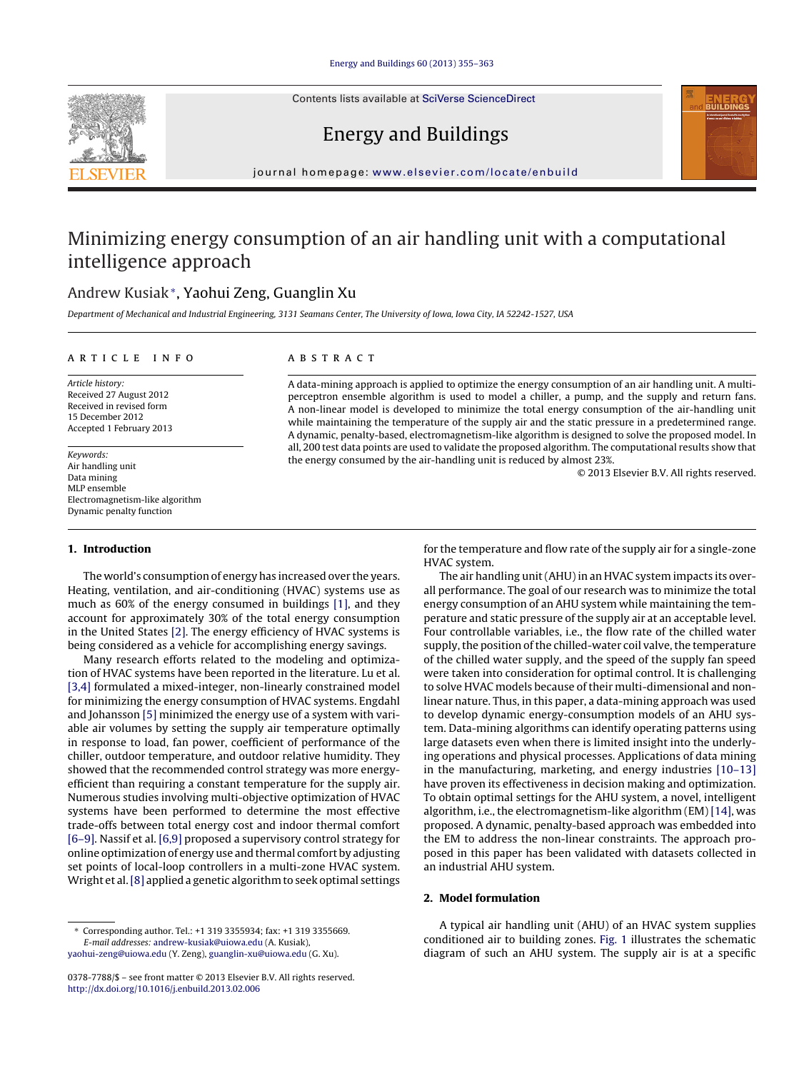# Minimizing energy consumption of an air handling unit with a computational intelligence approach

Andrew Kusiak*, Yaohui Zeng, Guanglin Xu

*Department of Mechanical and Industrial Engineering, 3131 Seamans Center, The University of Iowa, Iowa City, IA 52242-1527, USA*

## ARTICLE INFO

*Article history:*
Received 27 August 2012
Received in revised form 15 December 2012
Accepted 1 February 2013

*Keywords:*
Air handling unit
Data mining
MLP ensemble
Electromagnetism-like algorithm
Dynamic penalty function

## ABSTRACT

A data-mining approach is applied to optimize the energy consumption of an air handling unit. A multi-perceptron ensemble algorithm is used to model a chiller, a pump, and the supply and return fans. A non-linear model is developed to minimize the total energy consumption of the air-handling unit while maintaining the temperature of the supply air and the static pressure in a predetermined range. A dynamic, penalty-based, electromagnetism-like algorithm is designed to solve the proposed model. In all, 200 test data points are used to validate the proposed algorithm. The computational results show that the energy consumed by the air-handling unit is reduced by almost 23%.

© 2013 Elsevier B.V. All rights reserved.

## 1. Introduction

The world's consumption of energy has increased over the years. Heating, ventilation, and air-conditioning (HVAC) systems use as much as 60% of the energy consumed in buildings [1], and they account for approximately 30% of the total energy consumption in the United States [2]. The energy efficiency of HVAC systems is being considered as a vehicle for accomplishing energy savings.

Many research efforts related to the modeling and optimization of HVAC systems have been reported in the literature. Lu et al. [3,4] formulated a mixed-integer, non-linearly constrained model for minimizing the energy consumption of HVAC systems. Engdahl and Johansson [5] minimized the energy use of a system with variable air volumes by setting the supply air temperature optimally in response to load, fan power, coefficient of performance of the chiller, outdoor temperature, and outdoor relative humidity. They showed that the recommended control strategy was more energy-efficient than requiring a constant temperature for the supply air. Numerous studies involving multi-objective optimization of HVAC systems have been performed to determine the most effective trade-offs between total energy cost and indoor thermal comfort [6–9]. Nassif et al. [6,9] proposed a supervisory control strategy for online optimization of energy use and thermal comfort by adjusting set points of local-loop controllers in a multi-zone HVAC system. Wright et al. [8] applied a genetic algorithm to seek optimal settings for the temperature and flow rate of the supply air for a single-zone HVAC system.

The air handling unit (AHU) in an HVAC system impacts its overall performance. The goal of our research was to minimize the total energy consumption of an AHU system while maintaining the temperature and static pressure of the supply air at an acceptable level. Four controllable variables, i.e., the flow rate of the chilled water supply, the position of the chilled-water coil valve, the temperature of the chilled water supply, and the speed of the supply fan speed were taken into consideration for optimal control. It is challenging to solve HVAC models because of their multi-dimensional and non-linear nature. Thus, in this paper, a data-mining approach was used to develop dynamic energy-consumption models of an AHU system. Data-mining algorithms can identify operating patterns using large datasets even when there is limited insight into the underlying operations and physical processes. Applications of data mining in the manufacturing, marketing, and energy industries [10–13] have proven its effectiveness in decision making and optimization. To obtain optimal settings for the AHU system, a novel, intelligent algorithm, i.e., the electromagnetism-like algorithm (EM) [14], was proposed. A dynamic, penalty-based approach was embedded into the EM to address the non-linear constraints. The approach proposed in this paper has been validated with datasets collected in an industrial AHU system.

## 2. Model formulation

A typical air handling unit (AHU) of an HVAC system supplies conditioned air to building zones. Fig. 1 illustrates the schematic diagram of such an AHU system. The supply air is at a specific

---

* Corresponding author. Tel.: +1 319 3355934; fax: +1 319 3355669.
*E-mail addresses:* andrew-kusiak@uiowa.edu (A. Kusiak), yaohui-zeng@uiowa.edu (Y. Zeng), guanglin-xu@uiowa.edu (G. Xu).

0378-7788/$ – see front matter © 2013 Elsevier B.V. All rights reserved.
http://dx.doi.org/10.1016/j.enbuild.2013.02.006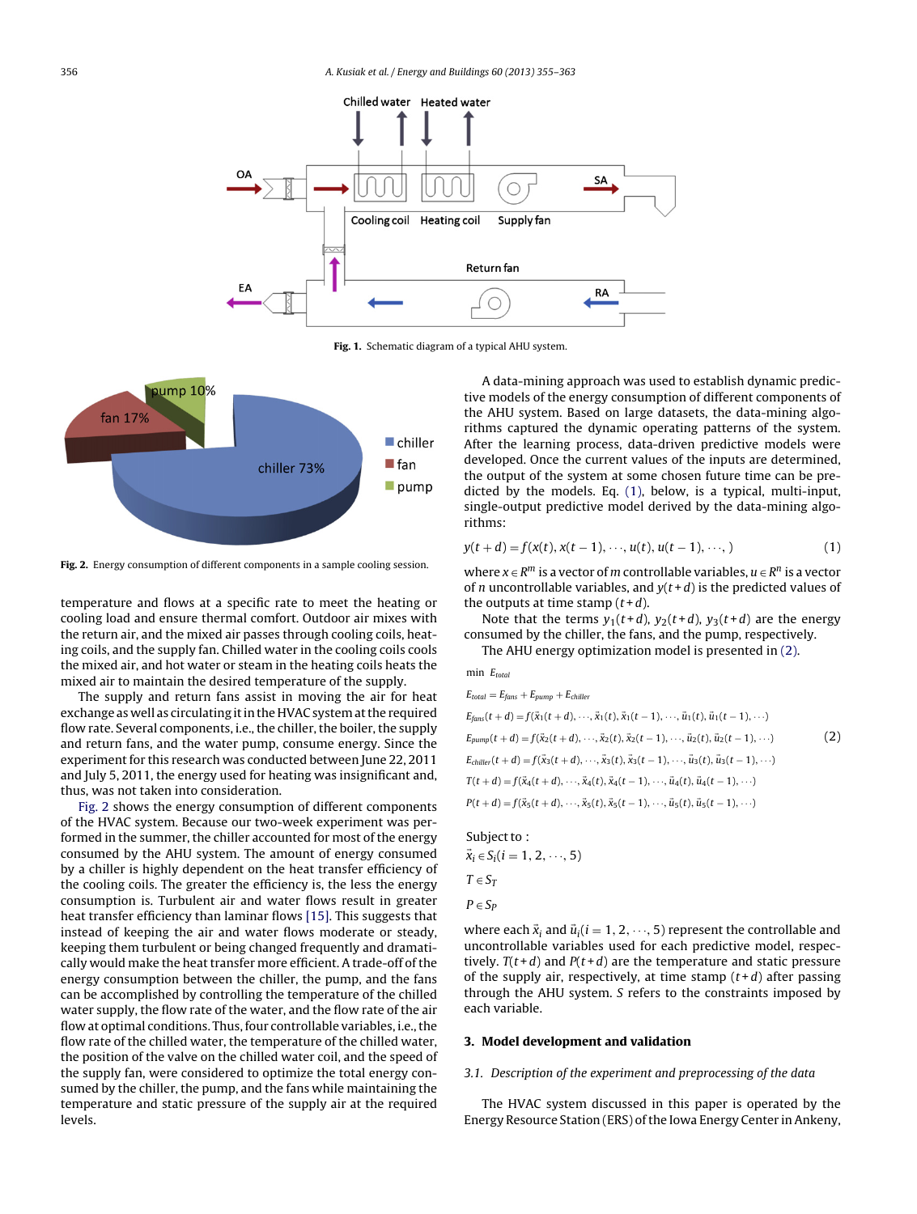**Fig. 1.** Schematic diagram of a typical AHU system.

**Fig. 2.** Energy consumption of different components in a sample cooling session.

temperature and flows at a specific rate to meet the heating or cooling load and ensure thermal comfort. Outdoor air mixes with the return air, and the mixed air passes through cooling coils, heating coils, and the supply fan. Chilled water in the cooling coils cools the mixed air, and hot water or steam in the heating coils heats the mixed air to maintain the desired temperature of the supply.

The supply and return fans assist in moving the air for heat exchange as well as circulating it in the HVAC system at the required flow rate. Several components, i.e., the chiller, the boiler, the supply and return fans, and the water pump, consume energy. Since the experiment for this research was conducted between June 22, 2011 and July 5, 2011, the energy used for heating was insignificant and, thus, was not taken into consideration.

Fig. 2 shows the energy consumption of different components of the HVAC system. Because our two-week experiment was performed in the summer, the chiller accounted for most of the energy consumed by the AHU system. The amount of energy consumed by a chiller is highly dependent on the heat transfer efficiency of the cooling coils. The greater the efficiency is, the less the energy consumption is. Turbulent air and water flows result in greater heat transfer efficiency than laminar flows [15]. This suggests that instead of keeping the air and water flows moderate or steady, keeping them turbulent or being changed frequently and dramatically would make the heat transfer more efficient. A trade-off of the energy consumption between the chiller, the pump, and the fans can be accomplished by controlling the temperature of the chilled water supply, the flow rate of the water, and the flow rate of the air flow at optimal conditions. Thus, four controllable variables, i.e., the flow rate of the chilled water, the temperature of the chilled water, the position of the valve on the chilled water coil, and the speed of the supply fan, were considered to optimize the total energy consumed by the chiller, the pump, and the fans while maintaining the temperature and static pressure of the supply air at the required levels.

A data-mining approach was used to establish dynamic predictive models of the energy consumption of different components of the AHU system. Based on large datasets, the data-mining algorithms captured the dynamic operating patterns of the system. After the learning process, data-driven predictive models were developed. Once the current values of the inputs are determined, the output of the system at some chosen future time can be predicted by the models. Eq. (1), below, is a typical, multi-input, single-output predictive model derived by the data-mining algorithms:

$$y(t+d) = f(x(t), x(t-1), \cdots, u(t), u(t-1), \cdots,) \tag{1}$$

where $x \in R^m$ is a vector of $m$ controllable variables, $u \in R^n$ is a vector of $n$ uncontrollable variables, and $y(t+d)$ is the predicted values of the outputs at time stamp $(t+d)$.

Note that the terms $y_1(t+d)$, $y_2(t+d)$, $y_3(t+d)$ are the energy consumed by the chiller, the fans, and the pump, respectively.

The AHU energy optimization model is presented in (2).

$$
\begin{aligned}
&\min\ E_{total} \\
&E_{total} = E_{fans} + E_{pump} + E_{chiller} \\
&E_{fans}(t+d) = f(\vec{x}_1(t+d), \cdots, \vec{x}_1(t), \vec{x}_1(t-1), \cdots, \vec{u}_1(t), \vec{u}_1(t-1), \cdots) \\
&E_{pump}(t+d) = f(\vec{x}_2(t+d), \cdots, \vec{x}_2(t), \vec{x}_2(t-1), \cdots, \vec{u}_2(t), \vec{u}_2(t-1), \cdots) \\
&E_{chiller}(t+d) = f(\vec{x}_3(t+d), \cdots, \vec{x}_3(t), \vec{x}_3(t-1), \cdots, \vec{u}_3(t), \vec{u}_3(t-1), \cdots) \\
&T(t+d) = f(\vec{x}_4(t+d), \cdots, \vec{x}_4(t), \vec{x}_4(t-1), \cdots, \vec{u}_4(t), \vec{u}_4(t-1), \cdots) \\
&P(t+d) = f(\vec{x}_5(t+d), \cdots, \vec{x}_5(t), \vec{x}_5(t-1), \cdots, \vec{u}_5(t), \vec{u}_5(t-1), \cdots) \\
&\text{Subject to :} \\
&\vec{x}_i \in S_i (i = 1, 2, \cdots, 5) \\
&T \in S_T \\
&P \in S_P
\end{aligned}
\tag{2}
$$

where each $\vec{x}_i$ and $\vec{u}_i (i = 1, 2, \cdots, 5)$ represent the controllable and uncontrollable variables used for each predictive model, respectively. $T(t+d)$ and $P(t+d)$ are the temperature and static pressure of the supply air, respectively, at time stamp $(t+d)$ after passing through the AHU system. $S$ refers to the constraints imposed by each variable.

## 3. Model development and validation

### 3.1. Description of the experiment and preprocessing of the data

The HVAC system discussed in this paper is operated by the Energy Resource Station (ERS) of the Iowa Energy Center in Ankeny,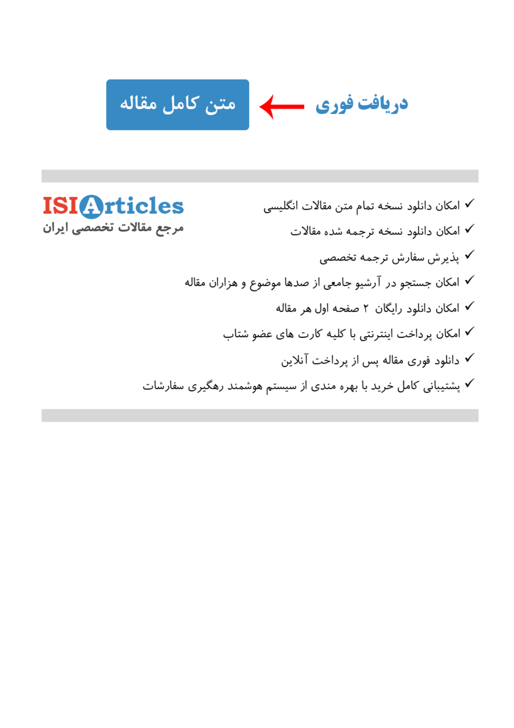دریافت فوری ← **متن کامل مقاله**

**ISIArticles**
مرجع مقالات تخصصی ایران

- ✓ امکان دانلود نسخه تمام متن مقالات انگلیسی
- ✓ امکان دانلود نسخه ترجمه شده مقالات
- ✓ پذیرش سفارش ترجمه تخصصی
- ✓ امکان جستجو در آرشیو جامعی از صدها موضوع و هزاران مقاله
- ✓ امکان دانلود رایگان ۲ صفحه اول هر مقاله
- ✓ امکان پرداخت اینترنتی با کلیه کارت های عضو شتاب
- ✓ دانلود فوری مقاله پس از پرداخت آنلاین
- ✓ پشتیبانی کامل خرید با بهره مندی از سیستم هوشمند رهگیری سفارشات